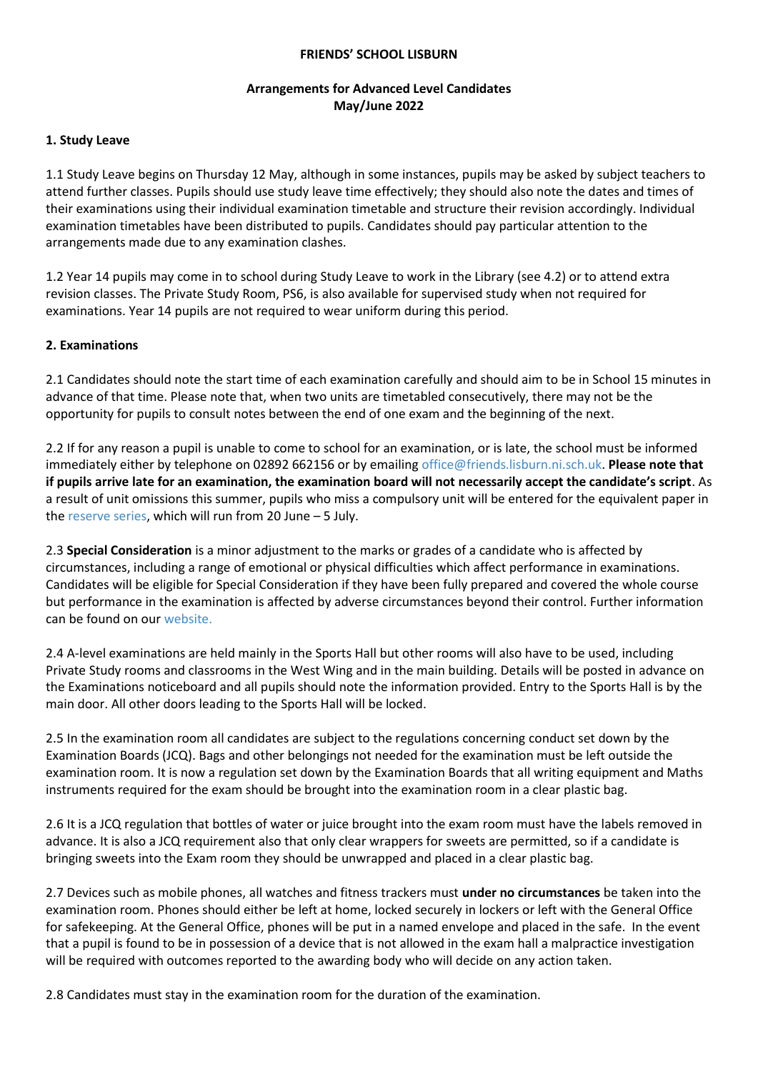**FRIENDS' SCHOOL LISBURN**

**Arrangements for Advanced Level Candidates**
**May/June 2022**

### 1. Study Leave

1.1 Study Leave begins on Thursday 12 May, although in some instances, pupils may be asked by subject teachers to attend further classes. Pupils should use study leave time effectively; they should also note the dates and times of their examinations using their individual examination timetable and structure their revision accordingly. Individual examination timetables have been distributed to pupils. Candidates should pay particular attention to the arrangements made due to any examination clashes.

1.2 Year 14 pupils may come in to school during Study Leave to work in the Library (see 4.2) or to attend extra revision classes. The Private Study Room, PS6, is also available for supervised study when not required for examinations. Year 14 pupils are not required to wear uniform during this period.

### 2. Examinations

2.1 Candidates should note the start time of each examination carefully and should aim to be in School 15 minutes in advance of that time. Please note that, when two units are timetabled consecutively, there may not be the opportunity for pupils to consult notes between the end of one exam and the beginning of the next.

2.2 If for any reason a pupil is unable to come to school for an examination, or is late, the school must be informed immediately either by telephone on 02892 662156 or by emailing office@friends.lisburn.ni.sch.uk. **Please note that if pupils arrive late for an examination, the examination board will not necessarily accept the candidate's script**. As a result of unit omissions this summer, pupils who miss a compulsory unit will be entered for the equivalent paper in the reserve series, which will run from 20 June – 5 July.

2.3 **Special Consideration** is a minor adjustment to the marks or grades of a candidate who is affected by circumstances, including a range of emotional or physical difficulties which affect performance in examinations. Candidates will be eligible for Special Consideration if they have been fully prepared and covered the whole course but performance in the examination is affected by adverse circumstances beyond their control. Further information can be found on our website.

2.4 A-level examinations are held mainly in the Sports Hall but other rooms will also have to be used, including Private Study rooms and classrooms in the West Wing and in the main building. Details will be posted in advance on the Examinations noticeboard and all pupils should note the information provided. Entry to the Sports Hall is by the main door. All other doors leading to the Sports Hall will be locked.

2.5 In the examination room all candidates are subject to the regulations concerning conduct set down by the Examination Boards (JCQ). Bags and other belongings not needed for the examination must be left outside the examination room. It is now a regulation set down by the Examination Boards that all writing equipment and Maths instruments required for the exam should be brought into the examination room in a clear plastic bag.

2.6 It is a JCQ regulation that bottles of water or juice brought into the exam room must have the labels removed in advance. It is also a JCQ requirement also that only clear wrappers for sweets are permitted, so if a candidate is bringing sweets into the Exam room they should be unwrapped and placed in a clear plastic bag.

2.7 Devices such as mobile phones, all watches and fitness trackers must **under no circumstances** be taken into the examination room. Phones should either be left at home, locked securely in lockers or left with the General Office for safekeeping. At the General Office, phones will be put in a named envelope and placed in the safe. In the event that a pupil is found to be in possession of a device that is not allowed in the exam hall a malpractice investigation will be required with outcomes reported to the awarding body who will decide on any action taken.

2.8 Candidates must stay in the examination room for the duration of the examination.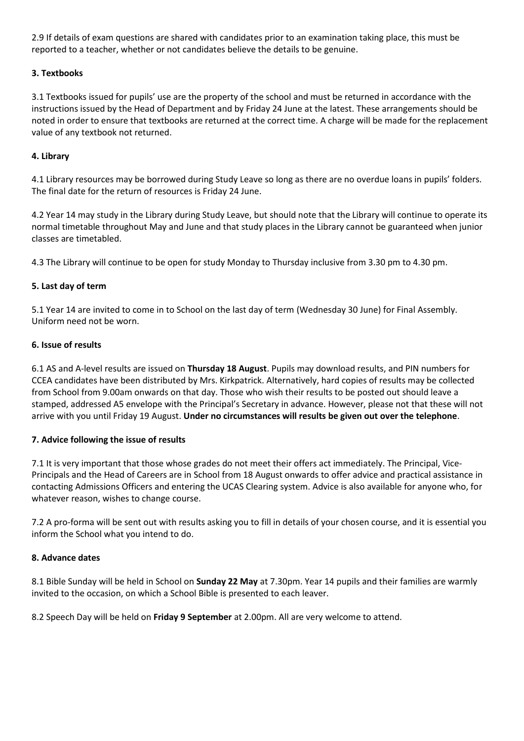2.9 If details of exam questions are shared with candidates prior to an examination taking place, this must be reported to a teacher, whether or not candidates believe the details to be genuine.

**3. Textbooks**

3.1 Textbooks issued for pupils' use are the property of the school and must be returned in accordance with the instructions issued by the Head of Department and by Friday 24 June at the latest. These arrangements should be noted in order to ensure that textbooks are returned at the correct time. A charge will be made for the replacement value of any textbook not returned.

**4. Library**

4.1 Library resources may be borrowed during Study Leave so long as there are no overdue loans in pupils' folders. The final date for the return of resources is Friday 24 June.

4.2 Year 14 may study in the Library during Study Leave, but should note that the Library will continue to operate its normal timetable throughout May and June and that study places in the Library cannot be guaranteed when junior classes are timetabled.

4.3 The Library will continue to be open for study Monday to Thursday inclusive from 3.30 pm to 4.30 pm.

**5. Last day of term**

5.1 Year 14 are invited to come in to School on the last day of term (Wednesday 30 June) for Final Assembly. Uniform need not be worn.

**6. Issue of results**

6.1 AS and A-level results are issued on **Thursday 18 August**. Pupils may download results, and PIN numbers for CCEA candidates have been distributed by Mrs. Kirkpatrick. Alternatively, hard copies of results may be collected from School from 9.00am onwards on that day. Those who wish their results to be posted out should leave a stamped, addressed A5 envelope with the Principal's Secretary in advance. However, please not that these will not arrive with you until Friday 19 August. **Under no circumstances will results be given out over the telephone**.

**7. Advice following the issue of results**

7.1 It is very important that those whose grades do not meet their offers act immediately. The Principal, Vice-Principals and the Head of Careers are in School from 18 August onwards to offer advice and practical assistance in contacting Admissions Officers and entering the UCAS Clearing system. Advice is also available for anyone who, for whatever reason, wishes to change course.

7.2 A pro-forma will be sent out with results asking you to fill in details of your chosen course, and it is essential you inform the School what you intend to do.

**8. Advance dates**

8.1 Bible Sunday will be held in School on **Sunday 22 May** at 7.30pm. Year 14 pupils and their families are warmly invited to the occasion, on which a School Bible is presented to each leaver.

8.2 Speech Day will be held on **Friday 9 September** at 2.00pm. All are very welcome to attend.